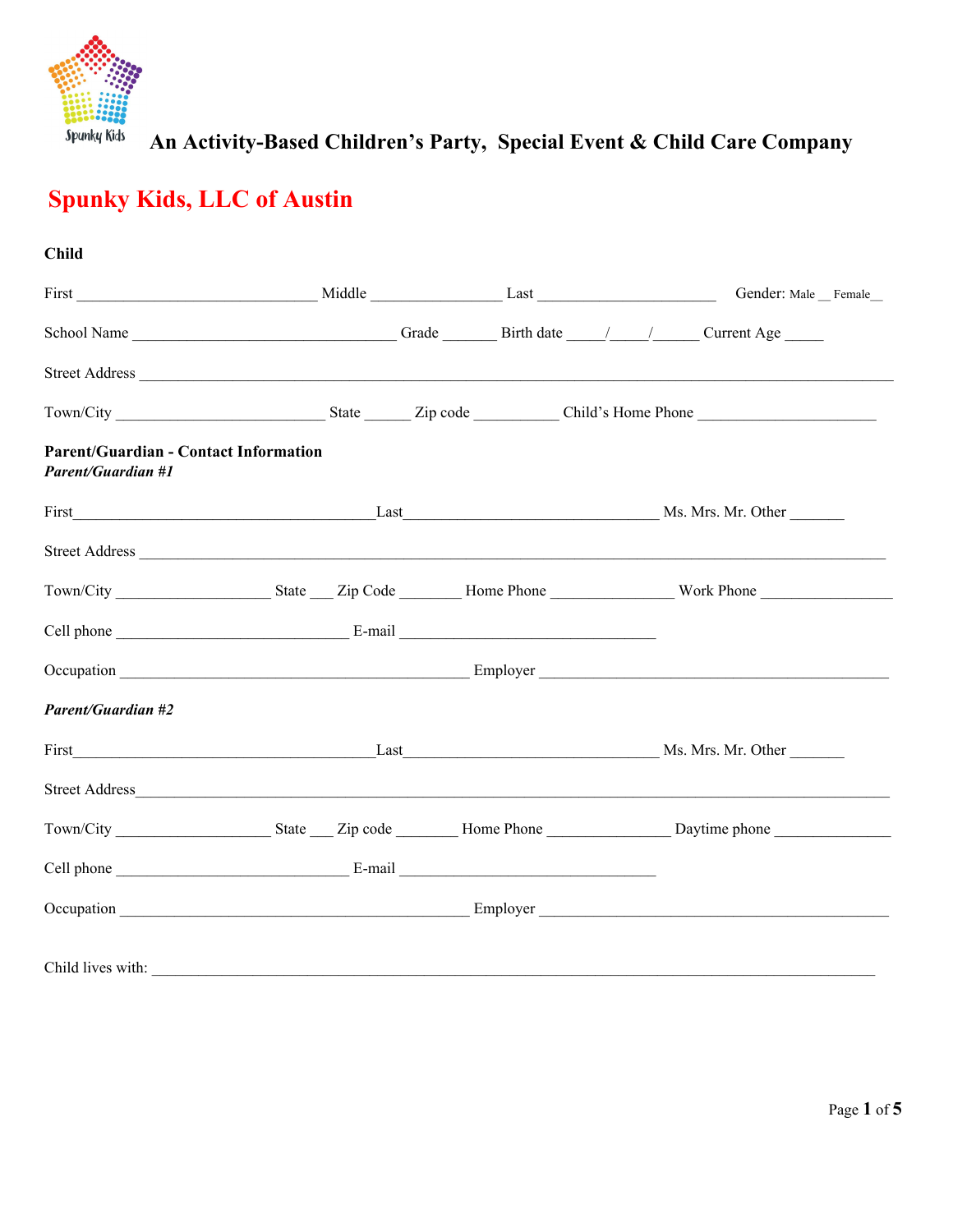Spunky Kids **An Activity-Based Children's Party, Special Event & Child Care Company**

# Spunky Kids, LLC of Austin

**Child**

First ______________________________ Middle ________________ Last ______________________ Gender: Male __ Female__

School Name _________________________________ Grade _______ Birth date _____/_____/______ Current Age _____

Street Address ______________________________________________________________________________________________

Town/City __________________________ State ______ Zip code ___________ Child's Home Phone ______________________

**Parent/Guardian - Contact Information**

***Parent/Guardian #1***

First_____________________________________Last________________________________ Ms. Mrs. Mr. Other _______

Street Address _____________________________________________________________________________________________

Town/City ___________________ State ___ Zip Code ________ Home Phone _______________ Work Phone _________________

Cell phone _____________________________ E-mail ________________________________

Occupation ___________________________________________ Employer ____________________________________________

***Parent/Guardian #2***

First_____________________________________Last________________________________ Ms. Mrs. Mr. Other _______

Street Address_____________________________________________________________________________________________

Town/City ___________________ State ___ Zip code ________ Home Phone _______________ Daytime phone _______________

Cell phone _____________________________ E-mail ________________________________

Occupation ___________________________________________ Employer ____________________________________________

Child lives with: __________________________________________________________________________________________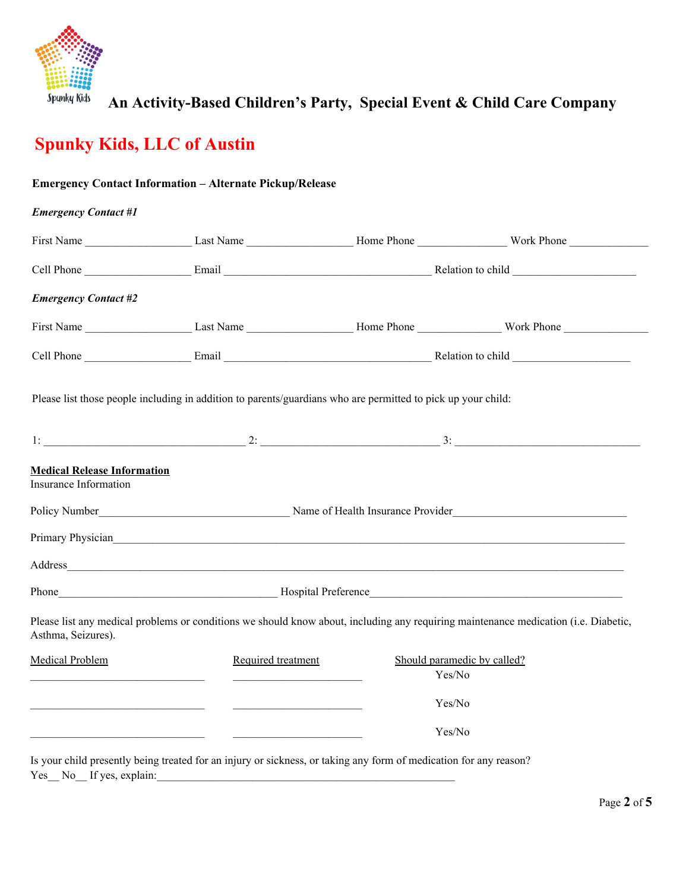Spunky Kids **An Activity-Based Children's Party, Special Event & Child Care Company**

# Spunky Kids, LLC of Austin

**Emergency Contact Information – Alternate Pickup/Release**

***Emergency Contact #1***

First Name __________________ Last Name __________________ Home Phone _______________ Work Phone ______________

Cell Phone __________________ Email ____________________________________ Relation to child _____________________

***Emergency Contact #2***

First Name __________________ Last Name __________________ Home Phone ______________ Work Phone _______________

Cell Phone __________________ Email ____________________________________ Relation to child ____________________

Please list those people including in addition to parents/guardians who are permitted to pick up your child:

1: ___________________________________ 2: _______________________________ 3: ________________________________

**Medical Release Information**
Insurance Information

Policy Number_________________________________ Name of Health Insurance Provider______________________________

Primary Physician________________________________________________________________________________________

Address_________________________________________________________________________________________________

Phone______________________________________ Hospital Preference_____________________________________________

Please list any medical problems or conditions we should know about, including any requiring maintenance medication (i.e. Diabetic, Asthma, Seizures).

| Medical Problem | Required treatment | Should paramedic by called? |
|---|---|---|
| ______________________________ | ______________________ | Yes/No |
| ______________________________ | ______________________ | Yes/No |
| ______________________________ | ______________________ | Yes/No |

Is your child presently being treated for an injury or sickness, or taking any form of medication for any reason?
Yes__ No__ If yes, explain:____________________________________________________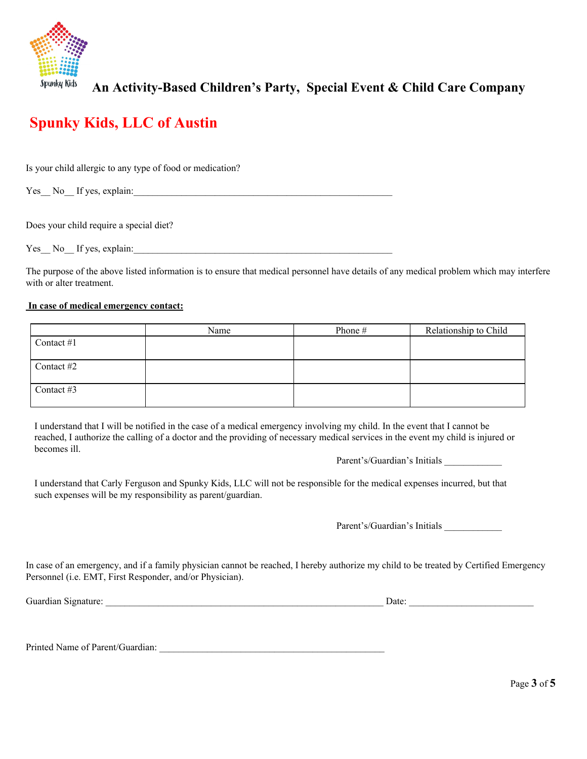**An Activity-Based Children's Party, Special Event & Child Care Company**

# Spunky Kids, LLC of Austin

Is your child allergic to any type of food or medication?

Yes__ No__ If yes, explain:_______________________________________________________

Does your child require a special diet?

Yes__ No__ If yes, explain:_______________________________________________________

The purpose of the above listed information is to ensure that medical personnel have details of any medical problem which may interfere with or alter treatment.

**In case of medical emergency contact:**

| | Name | Phone # | Relationship to Child |
|---|---|---|---|
| Contact #1 | | | |
| Contact #2 | | | |
| Contact #3 | | | |

I understand that I will be notified in the case of a medical emergency involving my child. In the event that I cannot be reached, I authorize the calling of a doctor and the providing of necessary medical services in the event my child is injured or becomes ill.

Parent's/Guardian's Initials ____________

I understand that Carly Ferguson and Spunky Kids, LLC will not be responsible for the medical expenses incurred, but that such expenses will be my responsibility as parent/guardian.

Parent's/Guardian's Initials ____________

In case of an emergency, and if a family physician cannot be reached, I hereby authorize my child to be treated by Certified Emergency Personnel (i.e. EMT, First Responder, and/or Physician).

Guardian Signature: ____________________________________________________________ Date: ___________________________

Printed Name of Parent/Guardian: _________________________________________________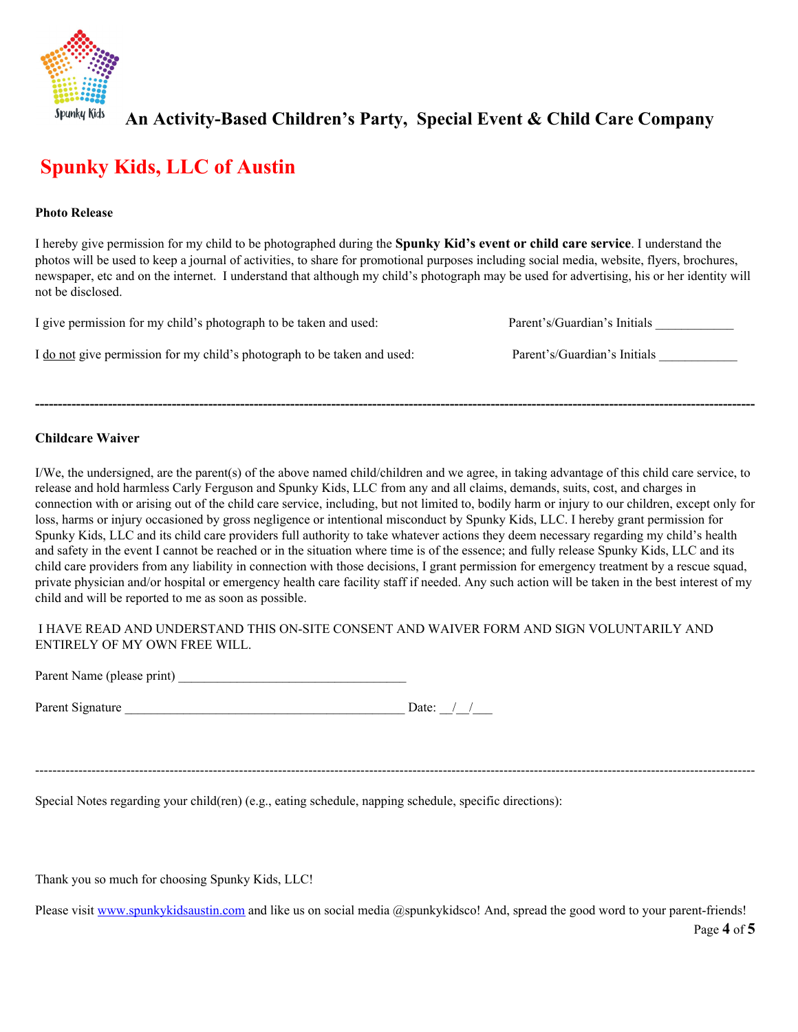Spunky Kids

**An Activity-Based Children's Party, Special Event & Child Care Company**

# Spunky Kids, LLC of Austin

**Photo Release**

I hereby give permission for my child to be photographed during the **Spunky Kid's event or child care service**. I understand the photos will be used to keep a journal of activities, to share for promotional purposes including social media, website, flyers, brochures, newspaper, etc and on the internet. I understand that although my child's photograph may be used for advertising, his or her identity will not be disclosed.

I give permission for my child's photograph to be taken and used: Parent's/Guardian's Initials ____________

I do not give permission for my child's photograph to be taken and used: Parent's/Guardian's Initials ____________

---

**Childcare Waiver**

I/We, the undersigned, are the parent(s) of the above named child/children and we agree, in taking advantage of this child care service, to release and hold harmless Carly Ferguson and Spunky Kids, LLC from any and all claims, demands, suits, cost, and charges in connection with or arising out of the child care service, including, but not limited to, bodily harm or injury to our children, except only for loss, harms or injury occasioned by gross negligence or intentional misconduct by Spunky Kids, LLC. I hereby grant permission for Spunky Kids, LLC and its child care providers full authority to take whatever actions they deem necessary regarding my child's health and safety in the event I cannot be reached or in the situation where time is of the essence; and fully release Spunky Kids, LLC and its child care providers from any liability in connection with those decisions, I grant permission for emergency treatment by a rescue squad, private physician and/or hospital or emergency health care facility staff if needed. Any such action will be taken in the best interest of my child and will be reported to me as soon as possible.

I HAVE READ AND UNDERSTAND THIS ON-SITE CONSENT AND WAIVER FORM AND SIGN VOLUNTARILY AND ENTIRELY OF MY OWN FREE WILL.

Parent Name (please print) ___________________________________

Parent Signature ___________________________________________ Date: __/__/___

---

Special Notes regarding your child(ren) (e.g., eating schedule, napping schedule, specific directions):

Thank you so much for choosing Spunky Kids, LLC!

Please visit [www.spunkykidsaustin.com](http://www.spunkykidsaustin.com) and like us on social media @spunkykidsco! And, spread the good word to your parent-friends!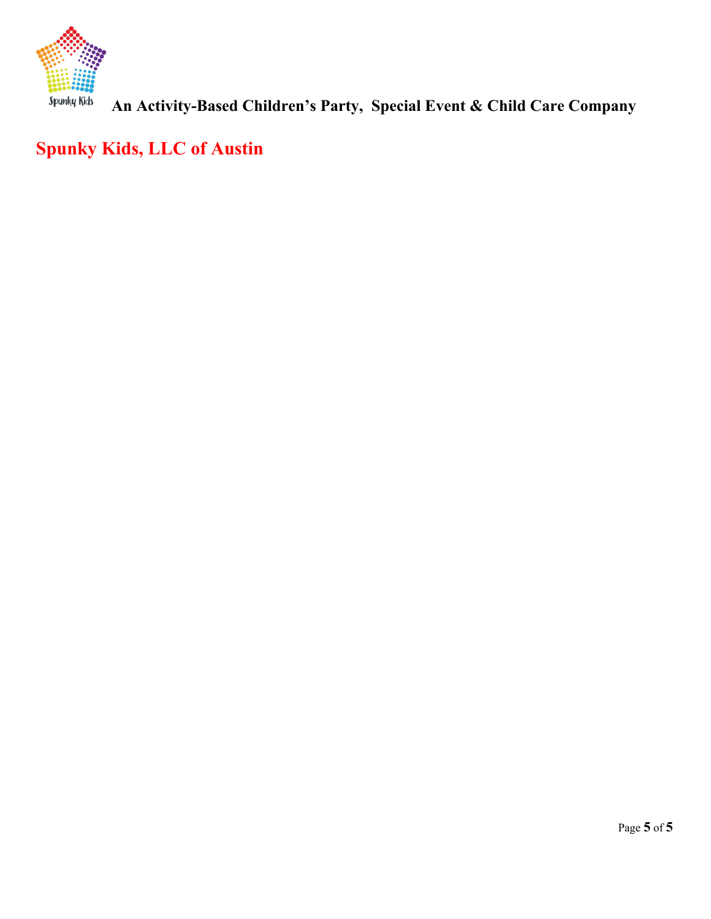**An Activity-Based Children's Party, Special Event & Child Care Company**

**Spunky Kids, LLC of Austin**